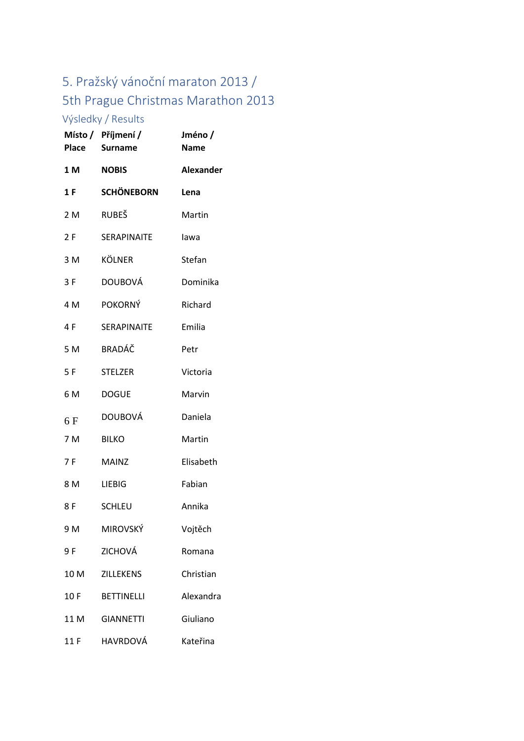# 5. Pražský vánoční maraton 2013 / 5th Prague Christmas Marathon 2013

## Výsledky / Results

| Místo / Place | Příjmení / Surname | Jméno / Name |
|---|---|---|
| **1 M** | **NOBIS** | **Alexander** |
| **1 F** | **SCHÖNEBORN** | **Lena** |
| 2 M | RUBEŠ | Martin |
| 2 F | SERAPINAITE | Iawa |
| 3 M | KÖLNER | Stefan |
| 3 F | DOUBOVÁ | Dominika |
| 4 M | POKORNÝ | Richard |
| 4 F | SERAPINAITE | Emilia |
| 5 M | BRADÁČ | Petr |
| 5 F | STELZER | Victoria |
| 6 M | DOGUE | Marvin |
| 6 F | DOUBOVÁ | Daniela |
| 7 M | BILKO | Martin |
| 7 F | MAINZ | Elisabeth |
| 8 M | LIEBIG | Fabian |
| 8 F | SCHLEU | Annika |
| 9 M | MIROVSKÝ | Vojtěch |
| 9 F | ZICHOVÁ | Romana |
| 10 M | ZILLEKENS | Christian |
| 10 F | BETTINELLI | Alexandra |
| 11 M | GIANNETTI | Giuliano |
| 11 F | HAVRDOVÁ | Kateřina |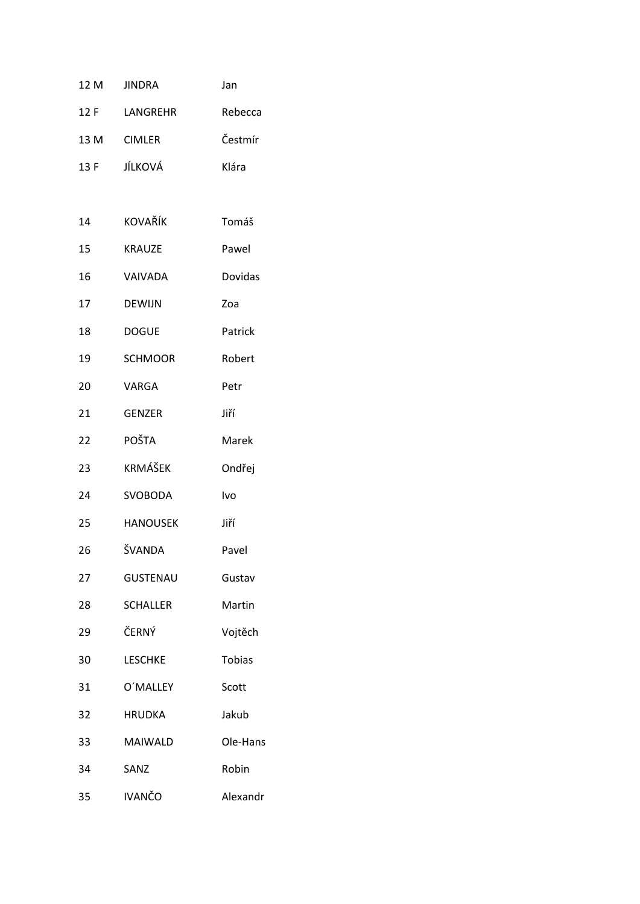| | | |
|---|---|---|
| 12 M | JINDRA | Jan |
| 12 F | LANGREHR | Rebecca |
| 13 M | CIMLER | Čestmír |
| 13 F | JÍLKOVÁ | Klára |

| | | |
|---|---|---|
| 14 | KOVAŘÍK | Tomáš |
| 15 | KRAUZE | Pawel |
| 16 | VAIVADA | Dovidas |
| 17 | DEWIJN | Zoa |
| 18 | DOGUE | Patrick |
| 19 | SCHMOOR | Robert |
| 20 | VARGA | Petr |
| 21 | GENZER | Jiří |
| 22 | POŠTA | Marek |
| 23 | KRMÁŠEK | Ondřej |
| 24 | SVOBODA | Ivo |
| 25 | HANOUSEK | Jiří |
| 26 | ŠVANDA | Pavel |
| 27 | GUSTENAU | Gustav |
| 28 | SCHALLER | Martin |
| 29 | ČERNÝ | Vojtěch |
| 30 | LESCHKE | Tobias |
| 31 | O´MALLEY | Scott |
| 32 | HRUDKA | Jakub |
| 33 | MAIWALD | Ole-Hans |
| 34 | SANZ | Robin |
| 35 | IVANČO | Alexandr |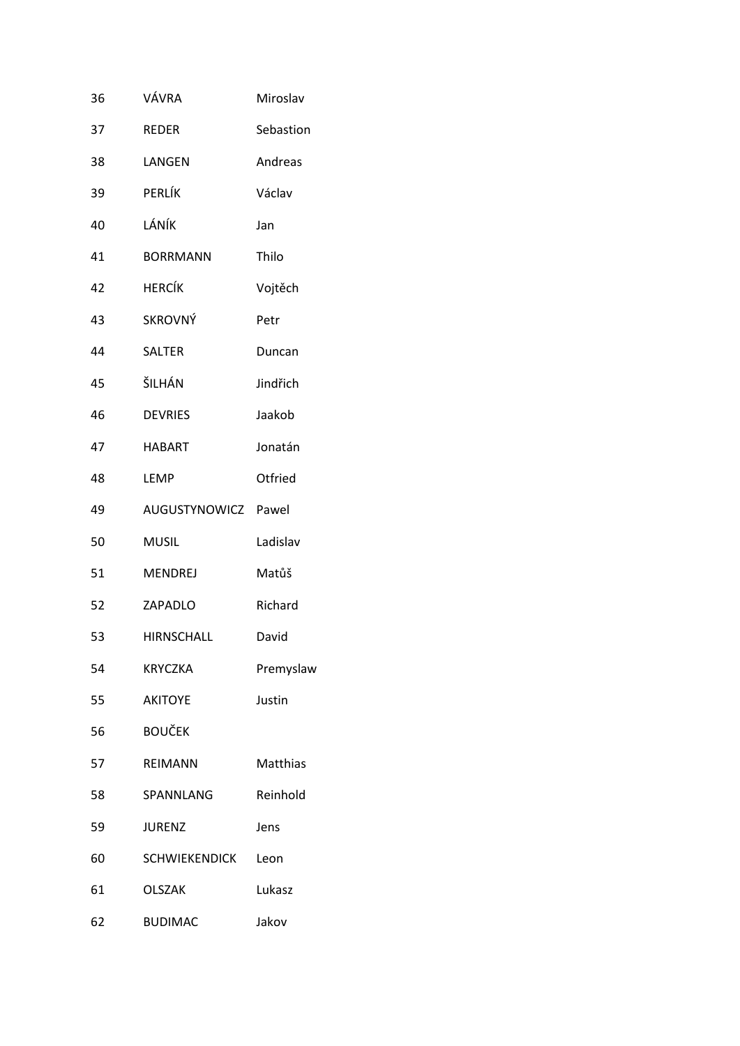| | | |
|---|---|---|
| 36 | VÁVRA | Miroslav |
| 37 | REDER | Sebastion |
| 38 | LANGEN | Andreas |
| 39 | PERLÍK | Václav |
| 40 | LÁNÍK | Jan |
| 41 | BORRMANN | Thilo |
| 42 | HERCÍK | Vojtěch |
| 43 | SKROVNÝ | Petr |
| 44 | SALTER | Duncan |
| 45 | ŠILHÁN | Jindřich |
| 46 | DEVRIES | Jaakob |
| 47 | HABART | Jonatán |
| 48 | LEMP | Otfried |
| 49 | AUGUSTYNOWICZ | Pawel |
| 50 | MUSIL | Ladislav |
| 51 | MENDREJ | Matůš |
| 52 | ZAPADLO | Richard |
| 53 | HIRNSCHALL | David |
| 54 | KRYCZKA | Premyslaw |
| 55 | AKITOYE | Justin |
| 56 | BOUČEK | |
| 57 | REIMANN | Matthias |
| 58 | SPANNLANG | Reinhold |
| 59 | JURENZ | Jens |
| 60 | SCHWIEKENDICK | Leon |
| 61 | OLSZAK | Lukasz |
| 62 | BUDIMAC | Jakov |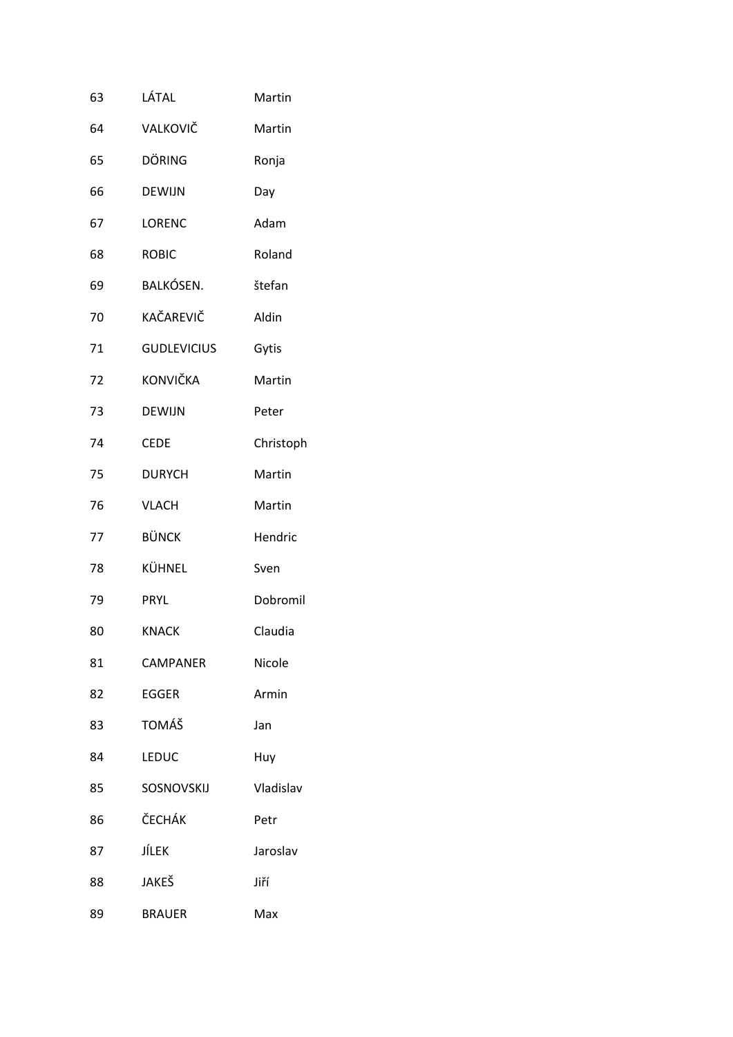| | | |
|---|---|---|
| 63 | LÁTAL | Martin |
| 64 | VALKOVIČ | Martin |
| 65 | DÖRING | Ronja |
| 66 | DEWIJN | Day |
| 67 | LORENC | Adam |
| 68 | ROBIC | Roland |
| 69 | BALKÓSEN. | štefan |
| 70 | KAČAREVIČ | Aldin |
| 71 | GUDLEVICIUS | Gytis |
| 72 | KONVIČKA | Martin |
| 73 | DEWIJN | Peter |
| 74 | CEDE | Christoph |
| 75 | DURYCH | Martin |
| 76 | VLACH | Martin |
| 77 | BÜNCK | Hendric |
| 78 | KÜHNEL | Sven |
| 79 | PRYL | Dobromil |
| 80 | KNACK | Claudia |
| 81 | CAMPANER | Nicole |
| 82 | EGGER | Armin |
| 83 | TOMÁŠ | Jan |
| 84 | LEDUC | Huy |
| 85 | SOSNOVSKIJ | Vladislav |
| 86 | ČECHÁK | Petr |
| 87 | JÍLEK | Jaroslav |
| 88 | JAKEŠ | Jiří |
| 89 | BRAUER | Max |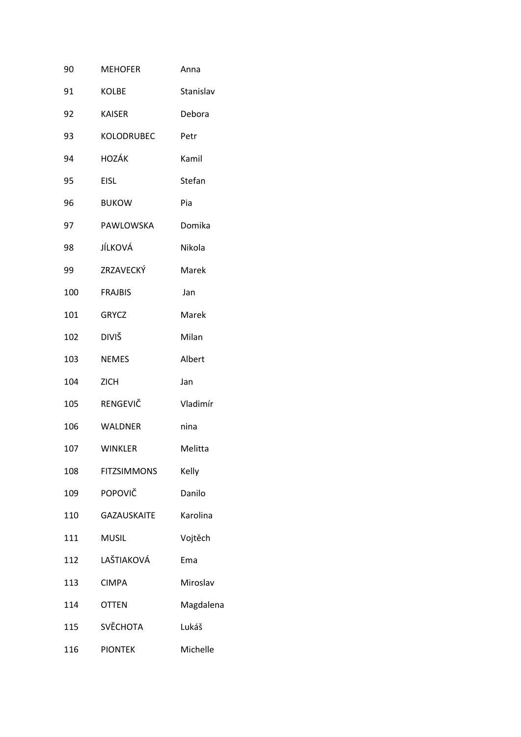| | | |
|---|---|---|
| 90 | MEHOFER | Anna |
| 91 | KOLBE | Stanislav |
| 92 | KAISER | Debora |
| 93 | KOLODRUBEC | Petr |
| 94 | HOZÁK | Kamil |
| 95 | EISL | Stefan |
| 96 | BUKOW | Pia |
| 97 | PAWLOWSKA | Domika |
| 98 | JÍLKOVÁ | Nikola |
| 99 | ZRZAVECKÝ | Marek |
| 100 | FRAJBIS | Jan |
| 101 | GRYCZ | Marek |
| 102 | DIVIŠ | Milan |
| 103 | NEMES | Albert |
| 104 | ZICH | Jan |
| 105 | RENGEVIČ | Vladimír |
| 106 | WALDNER | nina |
| 107 | WINKLER | Melitta |
| 108 | FITZSIMMONS | Kelly |
| 109 | POPOVIČ | Danilo |
| 110 | GAZAUSKAITE | Karolina |
| 111 | MUSIL | Vojtěch |
| 112 | LAŠTIAKOVÁ | Ema |
| 113 | CIMPA | Miroslav |
| 114 | OTTEN | Magdalena |
| 115 | SVĚCHOTA | Lukáš |
| 116 | PIONTEK | Michelle |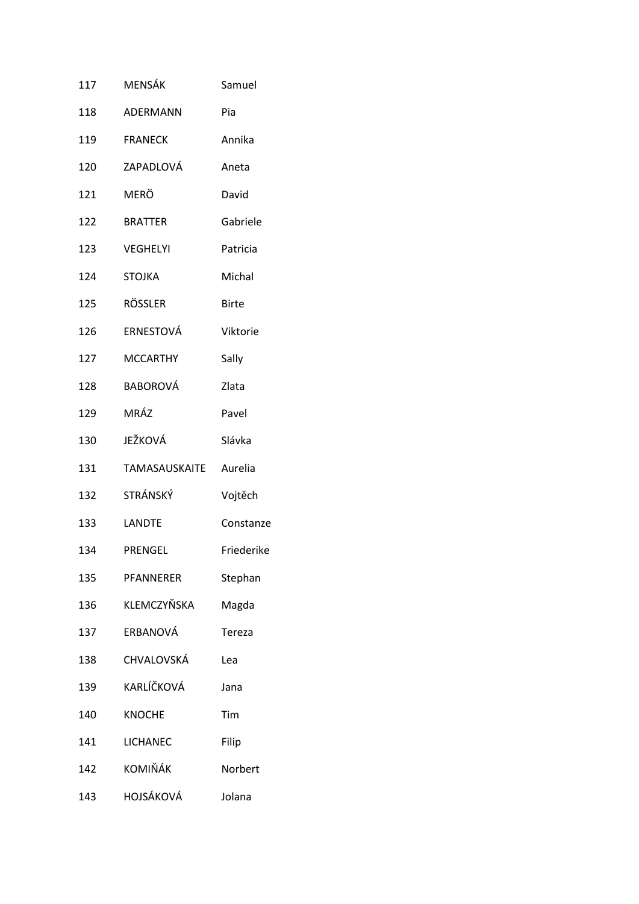| | | |
|---|---|---|
| 117 | MENSÁK | Samuel |
| 118 | ADERMANN | Pia |
| 119 | FRANECK | Annika |
| 120 | ZAPADLOVÁ | Aneta |
| 121 | MERÖ | David |
| 122 | BRATTER | Gabriele |
| 123 | VEGHELYI | Patricia |
| 124 | STOJKA | Michal |
| 125 | RÖSSLER | Birte |
| 126 | ERNESTOVÁ | Viktorie |
| 127 | MCCARTHY | Sally |
| 128 | BABOROVÁ | Zlata |
| 129 | MRÁZ | Pavel |
| 130 | JEŽKOVÁ | Slávka |
| 131 | TAMASAUSKAITE | Aurelia |
| 132 | STRÁNSKÝ | Vojtěch |
| 133 | LANDTE | Constanze |
| 134 | PRENGEL | Friederike |
| 135 | PFANNERER | Stephan |
| 136 | KLEMCZYŇSKA | Magda |
| 137 | ERBANOVÁ | Tereza |
| 138 | CHVALOVSKÁ | Lea |
| 139 | KARLÍČKOVÁ | Jana |
| 140 | KNOCHE | Tim |
| 141 | LICHANEC | Filip |
| 142 | KOMIŇÁK | Norbert |
| 143 | HOJSÁKOVÁ | Jolana |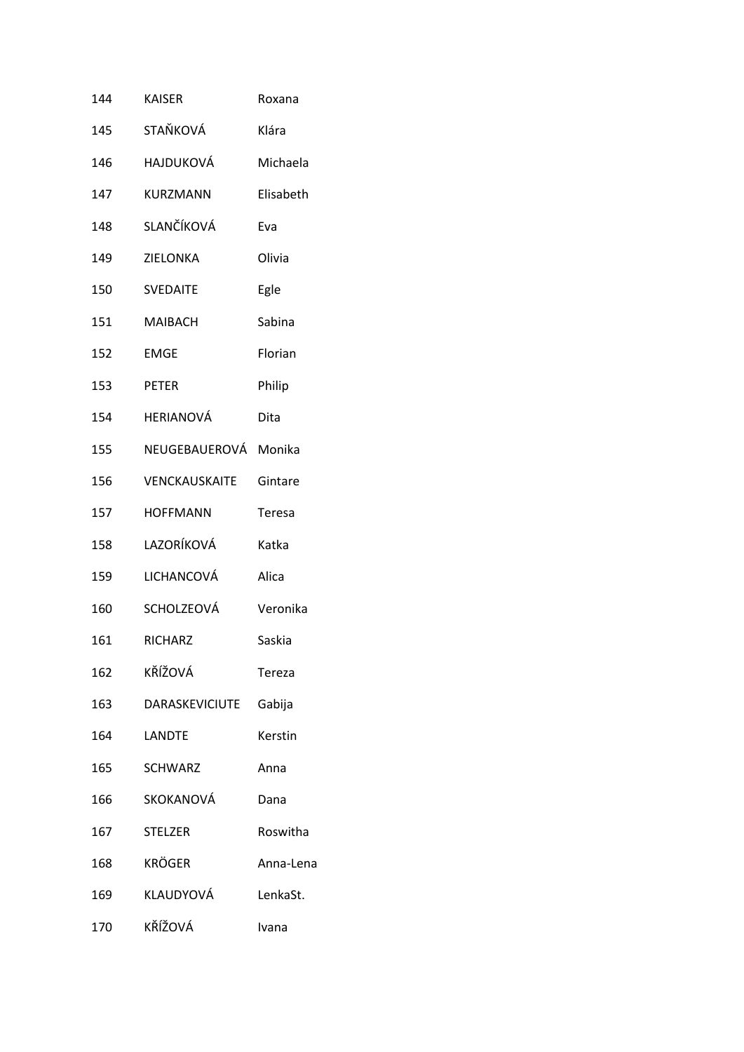| | | |
|---|---|---|
| 144 | KAISER | Roxana |
| 145 | STAŇKOVÁ | Klára |
| 146 | HAJDUKOVÁ | Michaela |
| 147 | KURZMANN | Elisabeth |
| 148 | SLANČÍKOVÁ | Eva |
| 149 | ZIELONKA | Olivia |
| 150 | SVEDAITE | Egle |
| 151 | MAIBACH | Sabina |
| 152 | EMGE | Florian |
| 153 | PETER | Philip |
| 154 | HERIANOVÁ | Dita |
| 155 | NEUGEBAUEROVÁ | Monika |
| 156 | VENCKAUSKAITE | Gintare |
| 157 | HOFFMANN | Teresa |
| 158 | LAZORÍKOVÁ | Katka |
| 159 | LICHANCOVÁ | Alica |
| 160 | SCHOLZEOVÁ | Veronika |
| 161 | RICHARZ | Saskia |
| 162 | KŘÍŽOVÁ | Tereza |
| 163 | DARASKEVICIUTE | Gabija |
| 164 | LANDTE | Kerstin |
| 165 | SCHWARZ | Anna |
| 166 | SKOKANOVÁ | Dana |
| 167 | STELZER | Roswitha |
| 168 | KRÖGER | Anna-Lena |
| 169 | KLAUDYOVÁ | LenkaSt. |
| 170 | KŘÍŽOVÁ | Ivana |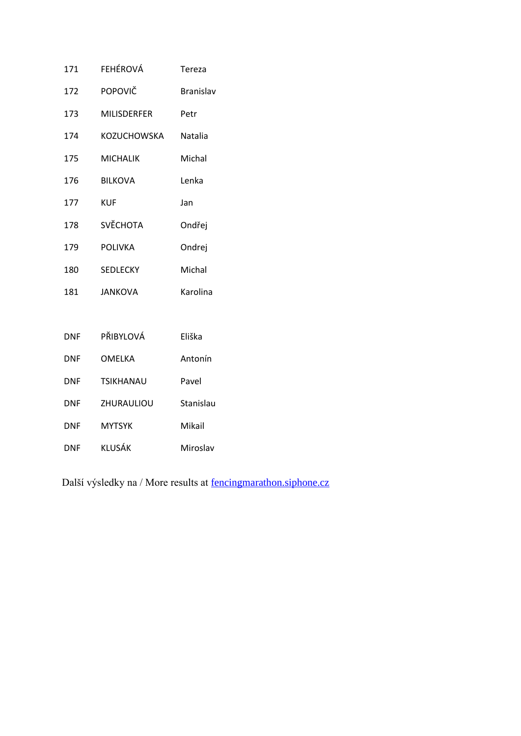| | | |
|---|---|---|
| 171 | FEHÉROVÁ | Tereza |
| 172 | POPOVIČ | Branislav |
| 173 | MILISDERFER | Petr |
| 174 | KOZUCHOWSKA | Natalia |
| 175 | MICHALIK | Michal |
| 176 | BILKOVA | Lenka |
| 177 | KUF | Jan |
| 178 | SVĚCHOTA | Ondřej |
| 179 | POLIVKA | Ondrej |
| 180 | SEDLECKY | Michal |
| 181 | JANKOVA | Karolina |
| | | |
| DNF | PŘIBYLOVÁ | Eliška |
| DNF | OMELKA | Antonín |
| DNF | TSIKHANAU | Pavel |
| DNF | ZHURAULIOU | Stanislau |
| DNF | MYTSYK | Mikail |
| DNF | KLUSÁK | Miroslav |

Další výsledky na / More results at [fencingmarathon.siphone.cz](http://fencingmarathon.siphone.cz)